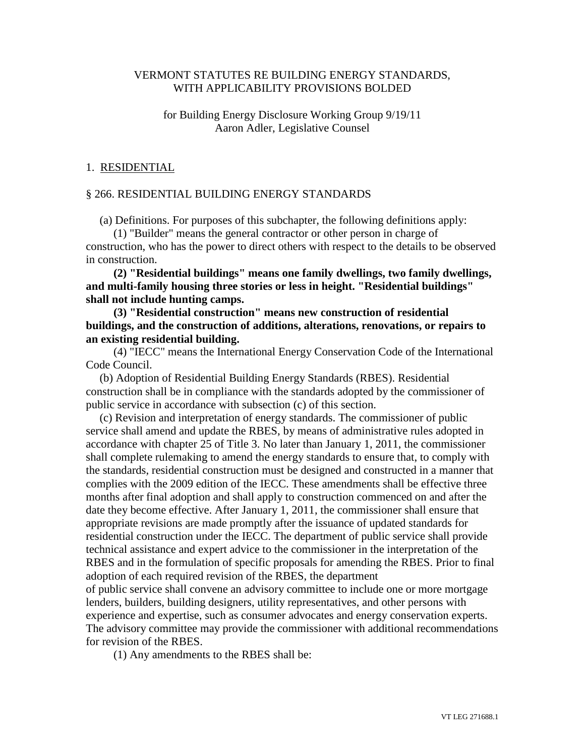VERMONT STATUTES RE BUILDING ENERGY STANDARDS, WITH APPLICABILITY PROVISIONS BOLDED

for Building Energy Disclosure Working Group 9/19/11
Aaron Adler, Legislative Counsel

## 1. RESIDENTIAL

### § 266. RESIDENTIAL BUILDING ENERGY STANDARDS

(a) Definitions. For purposes of this subchapter, the following definitions apply:

(1) "Builder" means the general contractor or other person in charge of construction, who has the power to direct others with respect to the details to be observed in construction.

**(2) "Residential buildings" means one family dwellings, two family dwellings, and multi-family housing three stories or less in height. "Residential buildings" shall not include hunting camps.**

**(3) "Residential construction" means new construction of residential buildings, and the construction of additions, alterations, renovations, or repairs to an existing residential building.**

(4) "IECC" means the International Energy Conservation Code of the International Code Council.

(b) Adoption of Residential Building Energy Standards (RBES). Residential construction shall be in compliance with the standards adopted by the commissioner of public service in accordance with subsection (c) of this section.

(c) Revision and interpretation of energy standards. The commissioner of public service shall amend and update the RBES, by means of administrative rules adopted in accordance with chapter 25 of Title 3. No later than January 1, 2011, the commissioner shall complete rulemaking to amend the energy standards to ensure that, to comply with the standards, residential construction must be designed and constructed in a manner that complies with the 2009 edition of the IECC. These amendments shall be effective three months after final adoption and shall apply to construction commenced on and after the date they become effective. After January 1, 2011, the commissioner shall ensure that appropriate revisions are made promptly after the issuance of updated standards for residential construction under the IECC. The department of public service shall provide technical assistance and expert advice to the commissioner in the interpretation of the RBES and in the formulation of specific proposals for amending the RBES. Prior to final adoption of each required revision of the RBES, the department of public service shall convene an advisory committee to include one or more mortgage lenders, builders, building designers, utility representatives, and other persons with experience and expertise, such as consumer advocates and energy conservation experts. The advisory committee may provide the commissioner with additional recommendations for revision of the RBES.

(1) Any amendments to the RBES shall be: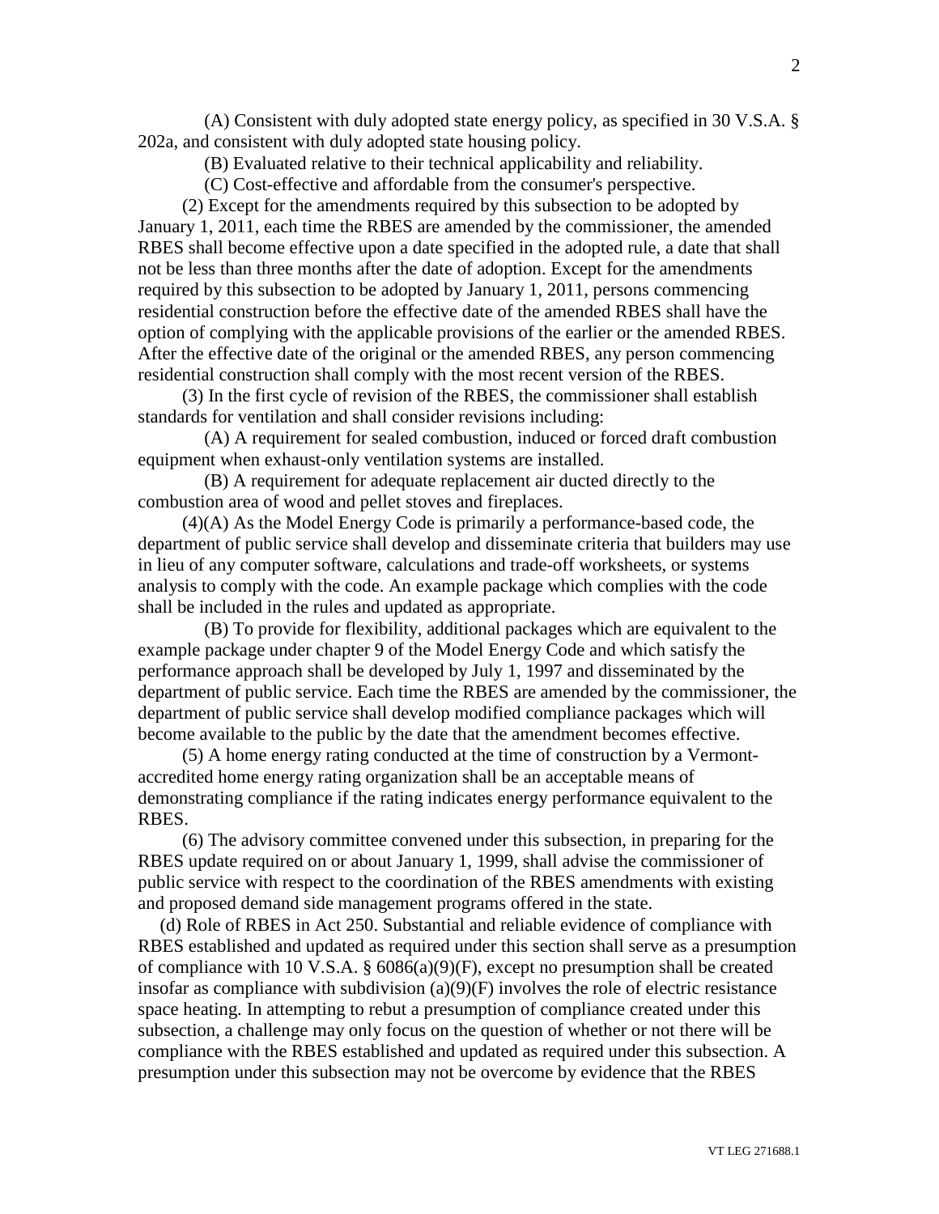(A) Consistent with duly adopted state energy policy, as specified in 30 V.S.A. § 202a, and consistent with duly adopted state housing policy.

(B) Evaluated relative to their technical applicability and reliability.

(C) Cost-effective and affordable from the consumer's perspective.

(2) Except for the amendments required by this subsection to be adopted by January 1, 2011, each time the RBES are amended by the commissioner, the amended RBES shall become effective upon a date specified in the adopted rule, a date that shall not be less than three months after the date of adoption. Except for the amendments required by this subsection to be adopted by January 1, 2011, persons commencing residential construction before the effective date of the amended RBES shall have the option of complying with the applicable provisions of the earlier or the amended RBES. After the effective date of the original or the amended RBES, any person commencing residential construction shall comply with the most recent version of the RBES.

(3) In the first cycle of revision of the RBES, the commissioner shall establish standards for ventilation and shall consider revisions including:

(A) A requirement for sealed combustion, induced or forced draft combustion equipment when exhaust-only ventilation systems are installed.

(B) A requirement for adequate replacement air ducted directly to the combustion area of wood and pellet stoves and fireplaces.

(4)(A) As the Model Energy Code is primarily a performance-based code, the department of public service shall develop and disseminate criteria that builders may use in lieu of any computer software, calculations and trade-off worksheets, or systems analysis to comply with the code. An example package which complies with the code shall be included in the rules and updated as appropriate.

(B) To provide for flexibility, additional packages which are equivalent to the example package under chapter 9 of the Model Energy Code and which satisfy the performance approach shall be developed by July 1, 1997 and disseminated by the department of public service. Each time the RBES are amended by the commissioner, the department of public service shall develop modified compliance packages which will become available to the public by the date that the amendment becomes effective.

(5) A home energy rating conducted at the time of construction by a Vermont-accredited home energy rating organization shall be an acceptable means of demonstrating compliance if the rating indicates energy performance equivalent to the RBES.

(6) The advisory committee convened under this subsection, in preparing for the RBES update required on or about January 1, 1999, shall advise the commissioner of public service with respect to the coordination of the RBES amendments with existing and proposed demand side management programs offered in the state.

(d) Role of RBES in Act 250. Substantial and reliable evidence of compliance with RBES established and updated as required under this section shall serve as a presumption of compliance with 10 V.S.A. § 6086(a)(9)(F), except no presumption shall be created insofar as compliance with subdivision (a)(9)(F) involves the role of electric resistance space heating. In attempting to rebut a presumption of compliance created under this subsection, a challenge may only focus on the question of whether or not there will be compliance with the RBES established and updated as required under this subsection. A presumption under this subsection may not be overcome by evidence that the RBES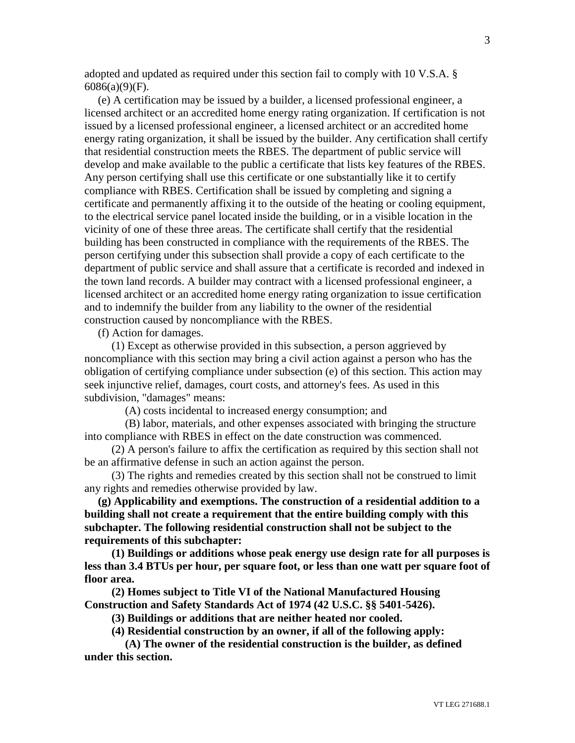adopted and updated as required under this section fail to comply with 10 V.S.A. § 6086(a)(9)(F).

(e) A certification may be issued by a builder, a licensed professional engineer, a licensed architect or an accredited home energy rating organization. If certification is not issued by a licensed professional engineer, a licensed architect or an accredited home energy rating organization, it shall be issued by the builder. Any certification shall certify that residential construction meets the RBES. The department of public service will develop and make available to the public a certificate that lists key features of the RBES. Any person certifying shall use this certificate or one substantially like it to certify compliance with RBES. Certification shall be issued by completing and signing a certificate and permanently affixing it to the outside of the heating or cooling equipment, to the electrical service panel located inside the building, or in a visible location in the vicinity of one of these three areas. The certificate shall certify that the residential building has been constructed in compliance with the requirements of the RBES. The person certifying under this subsection shall provide a copy of each certificate to the department of public service and shall assure that a certificate is recorded and indexed in the town land records. A builder may contract with a licensed professional engineer, a licensed architect or an accredited home energy rating organization to issue certification and to indemnify the builder from any liability to the owner of the residential construction caused by noncompliance with the RBES.

(f) Action for damages.

(1) Except as otherwise provided in this subsection, a person aggrieved by noncompliance with this section may bring a civil action against a person who has the obligation of certifying compliance under subsection (e) of this section. This action may seek injunctive relief, damages, court costs, and attorney's fees. As used in this subdivision, "damages" means:

(A) costs incidental to increased energy consumption; and

(B) labor, materials, and other expenses associated with bringing the structure into compliance with RBES in effect on the date construction was commenced.

(2) A person's failure to affix the certification as required by this section shall not be an affirmative defense in such an action against the person.

(3) The rights and remedies created by this section shall not be construed to limit any rights and remedies otherwise provided by law.

**(g) Applicability and exemptions. The construction of a residential addition to a building shall not create a requirement that the entire building comply with this subchapter. The following residential construction shall not be subject to the requirements of this subchapter:**

**(1) Buildings or additions whose peak energy use design rate for all purposes is less than 3.4 BTUs per hour, per square foot, or less than one watt per square foot of floor area.**

**(2) Homes subject to Title VI of the National Manufactured Housing Construction and Safety Standards Act of 1974 (42 U.S.C. §§ 5401-5426).**

**(3) Buildings or additions that are neither heated nor cooled.**

**(4) Residential construction by an owner, if all of the following apply:**

**(A) The owner of the residential construction is the builder, as defined under this section.**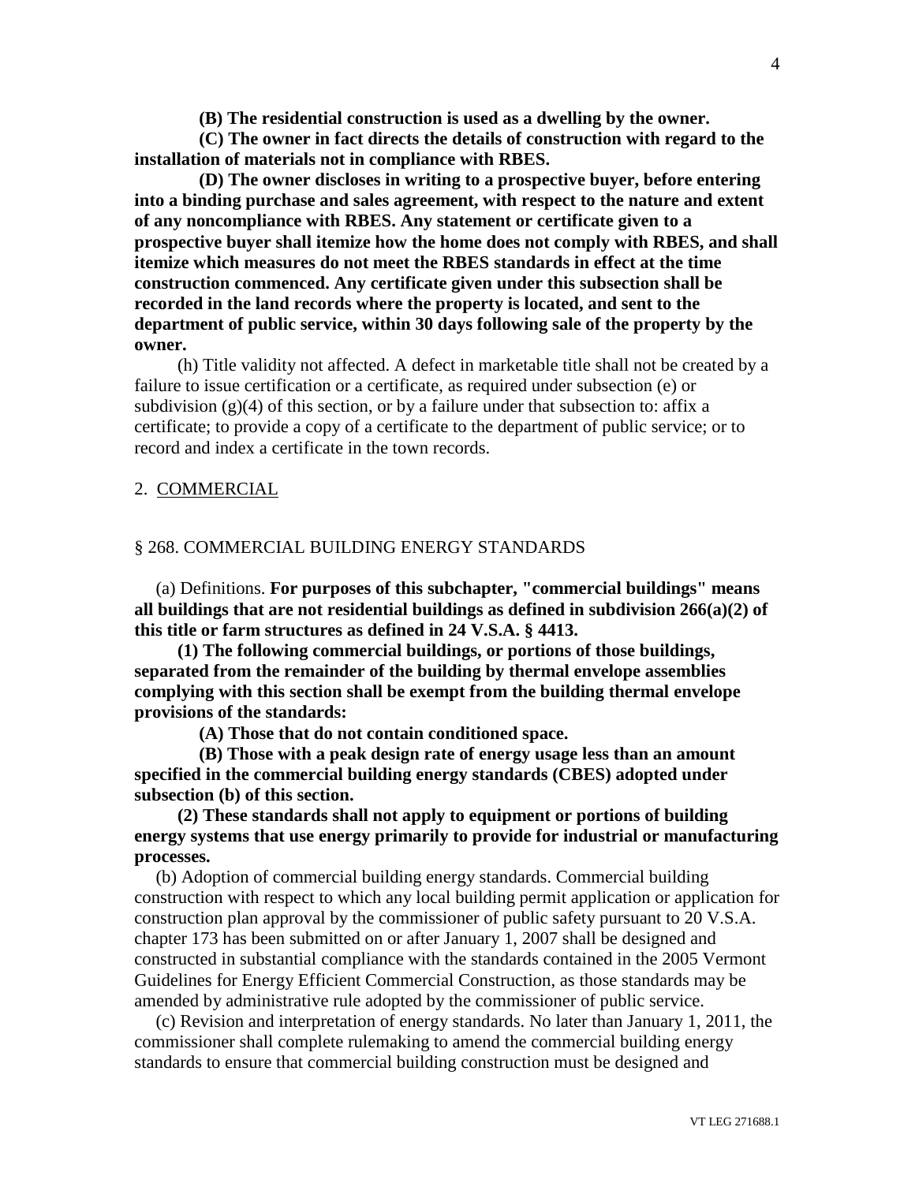**(B) The residential construction is used as a dwelling by the owner.**

**(C) The owner in fact directs the details of construction with regard to the installation of materials not in compliance with RBES.**

**(D) The owner discloses in writing to a prospective buyer, before entering into a binding purchase and sales agreement, with respect to the nature and extent of any noncompliance with RBES. Any statement or certificate given to a prospective buyer shall itemize how the home does not comply with RBES, and shall itemize which measures do not meet the RBES standards in effect at the time construction commenced. Any certificate given under this subsection shall be recorded in the land records where the property is located, and sent to the department of public service, within 30 days following sale of the property by the owner.**

(h) Title validity not affected. A defect in marketable title shall not be created by a failure to issue certification or a certificate, as required under subsection (e) or subdivision (g)(4) of this section, or by a failure under that subsection to: affix a certificate; to provide a copy of a certificate to the department of public service; or to record and index a certificate in the town records.

2. COMMERCIAL

§ 268. COMMERCIAL BUILDING ENERGY STANDARDS

(a) Definitions. **For purposes of this subchapter, "commercial buildings" means all buildings that are not residential buildings as defined in subdivision 266(a)(2) of this title or farm structures as defined in 24 V.S.A. § 4413.**

**(1) The following commercial buildings, or portions of those buildings, separated from the remainder of the building by thermal envelope assemblies complying with this section shall be exempt from the building thermal envelope provisions of the standards:**

**(A) Those that do not contain conditioned space.**

**(B) Those with a peak design rate of energy usage less than an amount specified in the commercial building energy standards (CBES) adopted under subsection (b) of this section.**

**(2) These standards shall not apply to equipment or portions of building energy systems that use energy primarily to provide for industrial or manufacturing processes.**

(b) Adoption of commercial building energy standards. Commercial building construction with respect to which any local building permit application or application for construction plan approval by the commissioner of public safety pursuant to 20 V.S.A. chapter 173 has been submitted on or after January 1, 2007 shall be designed and constructed in substantial compliance with the standards contained in the 2005 Vermont Guidelines for Energy Efficient Commercial Construction, as those standards may be amended by administrative rule adopted by the commissioner of public service.

(c) Revision and interpretation of energy standards. No later than January 1, 2011, the commissioner shall complete rulemaking to amend the commercial building energy standards to ensure that commercial building construction must be designed and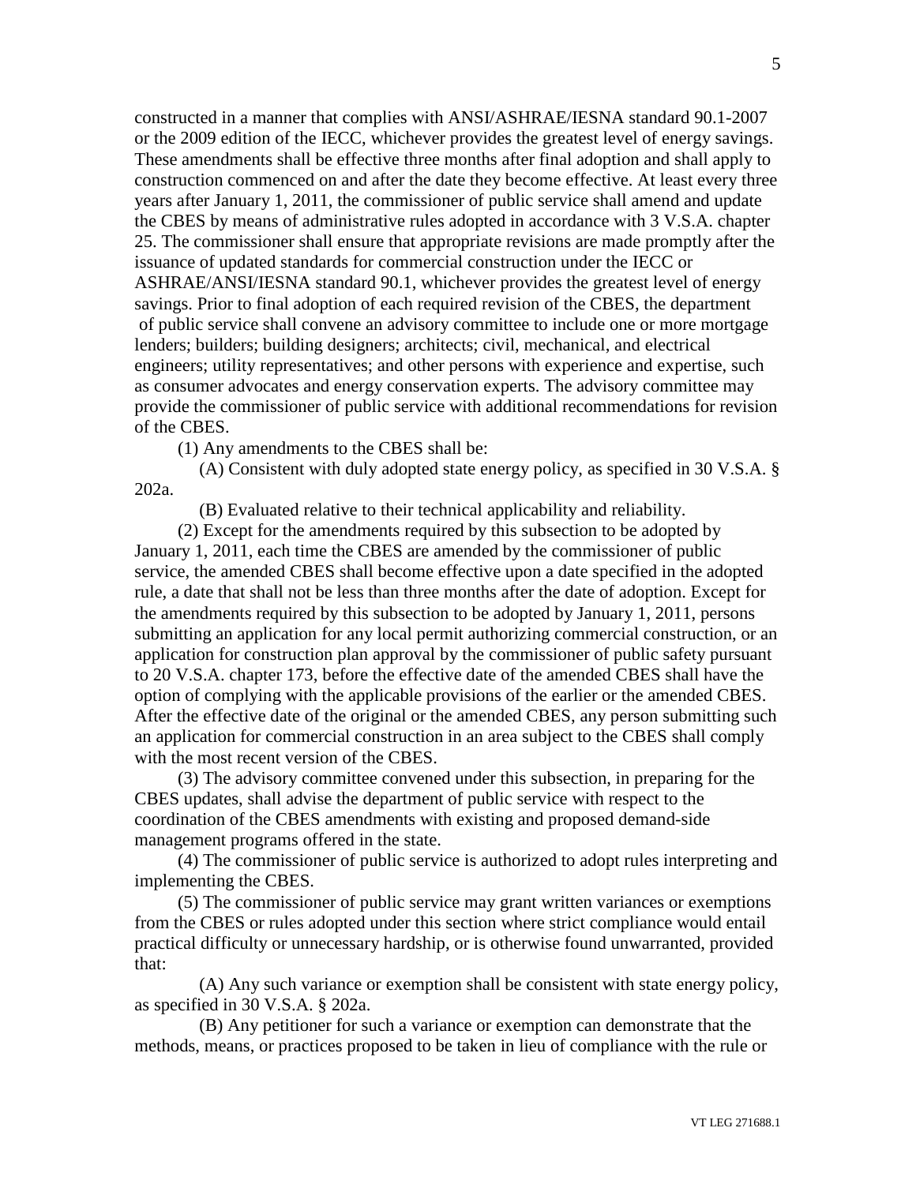constructed in a manner that complies with ANSI/ASHRAE/IESNA standard 90.1-2007 or the 2009 edition of the IECC, whichever provides the greatest level of energy savings. These amendments shall be effective three months after final adoption and shall apply to construction commenced on and after the date they become effective. At least every three years after January 1, 2011, the commissioner of public service shall amend and update the CBES by means of administrative rules adopted in accordance with 3 V.S.A. chapter 25. The commissioner shall ensure that appropriate revisions are made promptly after the issuance of updated standards for commercial construction under the IECC or ASHRAE/ANSI/IESNA standard 90.1, whichever provides the greatest level of energy savings. Prior to final adoption of each required revision of the CBES, the department of public service shall convene an advisory committee to include one or more mortgage lenders; builders; building designers; architects; civil, mechanical, and electrical engineers; utility representatives; and other persons with experience and expertise, such as consumer advocates and energy conservation experts. The advisory committee may provide the commissioner of public service with additional recommendations for revision of the CBES.

(1) Any amendments to the CBES shall be:

(A) Consistent with duly adopted state energy policy, as specified in 30 V.S.A. § 202a.

(B) Evaluated relative to their technical applicability and reliability.

(2) Except for the amendments required by this subsection to be adopted by January 1, 2011, each time the CBES are amended by the commissioner of public service, the amended CBES shall become effective upon a date specified in the adopted rule, a date that shall not be less than three months after the date of adoption. Except for the amendments required by this subsection to be adopted by January 1, 2011, persons submitting an application for any local permit authorizing commercial construction, or an application for construction plan approval by the commissioner of public safety pursuant to 20 V.S.A. chapter 173, before the effective date of the amended CBES shall have the option of complying with the applicable provisions of the earlier or the amended CBES. After the effective date of the original or the amended CBES, any person submitting such an application for commercial construction in an area subject to the CBES shall comply with the most recent version of the CBES.

(3) The advisory committee convened under this subsection, in preparing for the CBES updates, shall advise the department of public service with respect to the coordination of the CBES amendments with existing and proposed demand-side management programs offered in the state.

(4) The commissioner of public service is authorized to adopt rules interpreting and implementing the CBES.

(5) The commissioner of public service may grant written variances or exemptions from the CBES or rules adopted under this section where strict compliance would entail practical difficulty or unnecessary hardship, or is otherwise found unwarranted, provided that:

(A) Any such variance or exemption shall be consistent with state energy policy, as specified in 30 V.S.A. § 202a.

(B) Any petitioner for such a variance or exemption can demonstrate that the methods, means, or practices proposed to be taken in lieu of compliance with the rule or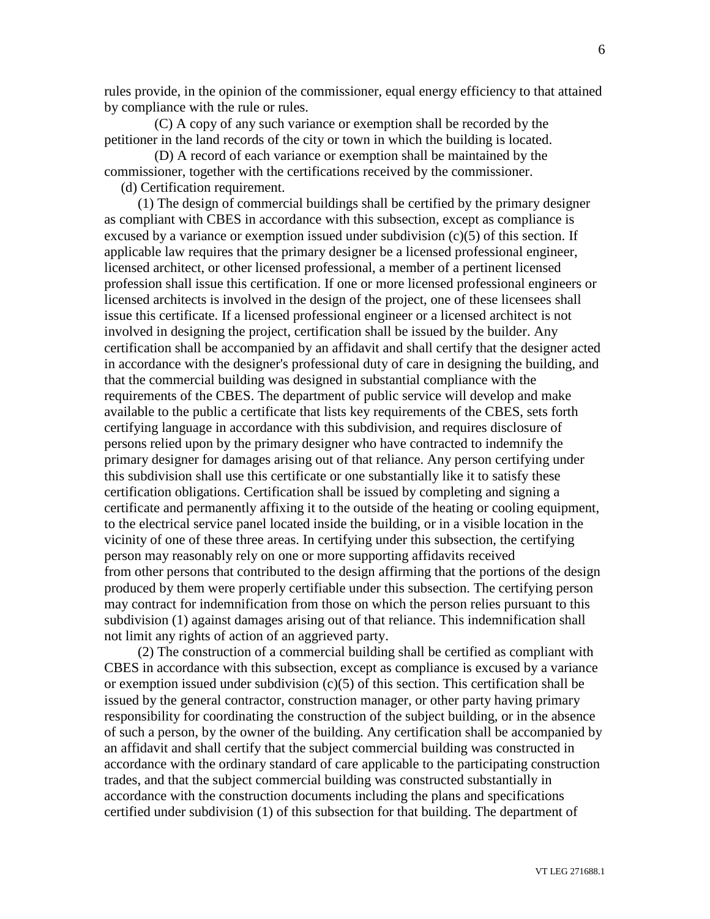rules provide, in the opinion of the commissioner, equal energy efficiency to that attained by compliance with the rule or rules.

(C) A copy of any such variance or exemption shall be recorded by the petitioner in the land records of the city or town in which the building is located.

(D) A record of each variance or exemption shall be maintained by the commissioner, together with the certifications received by the commissioner.

(d) Certification requirement.

(1) The design of commercial buildings shall be certified by the primary designer as compliant with CBES in accordance with this subsection, except as compliance is excused by a variance or exemption issued under subdivision (c)(5) of this section. If applicable law requires that the primary designer be a licensed professional engineer, licensed architect, or other licensed professional, a member of a pertinent licensed profession shall issue this certification. If one or more licensed professional engineers or licensed architects is involved in the design of the project, one of these licensees shall issue this certificate. If a licensed professional engineer or a licensed architect is not involved in designing the project, certification shall be issued by the builder. Any certification shall be accompanied by an affidavit and shall certify that the designer acted in accordance with the designer's professional duty of care in designing the building, and that the commercial building was designed in substantial compliance with the requirements of the CBES. The department of public service will develop and make available to the public a certificate that lists key requirements of the CBES, sets forth certifying language in accordance with this subdivision, and requires disclosure of persons relied upon by the primary designer who have contracted to indemnify the primary designer for damages arising out of that reliance. Any person certifying under this subdivision shall use this certificate or one substantially like it to satisfy these certification obligations. Certification shall be issued by completing and signing a certificate and permanently affixing it to the outside of the heating or cooling equipment, to the electrical service panel located inside the building, or in a visible location in the vicinity of one of these three areas. In certifying under this subsection, the certifying person may reasonably rely on one or more supporting affidavits received from other persons that contributed to the design affirming that the portions of the design produced by them were properly certifiable under this subsection. The certifying person may contract for indemnification from those on which the person relies pursuant to this subdivision (1) against damages arising out of that reliance. This indemnification shall not limit any rights of action of an aggrieved party.

(2) The construction of a commercial building shall be certified as compliant with CBES in accordance with this subsection, except as compliance is excused by a variance or exemption issued under subdivision (c)(5) of this section. This certification shall be issued by the general contractor, construction manager, or other party having primary responsibility for coordinating the construction of the subject building, or in the absence of such a person, by the owner of the building. Any certification shall be accompanied by an affidavit and shall certify that the subject commercial building was constructed in accordance with the ordinary standard of care applicable to the participating construction trades, and that the subject commercial building was constructed substantially in accordance with the construction documents including the plans and specifications certified under subdivision (1) of this subsection for that building. The department of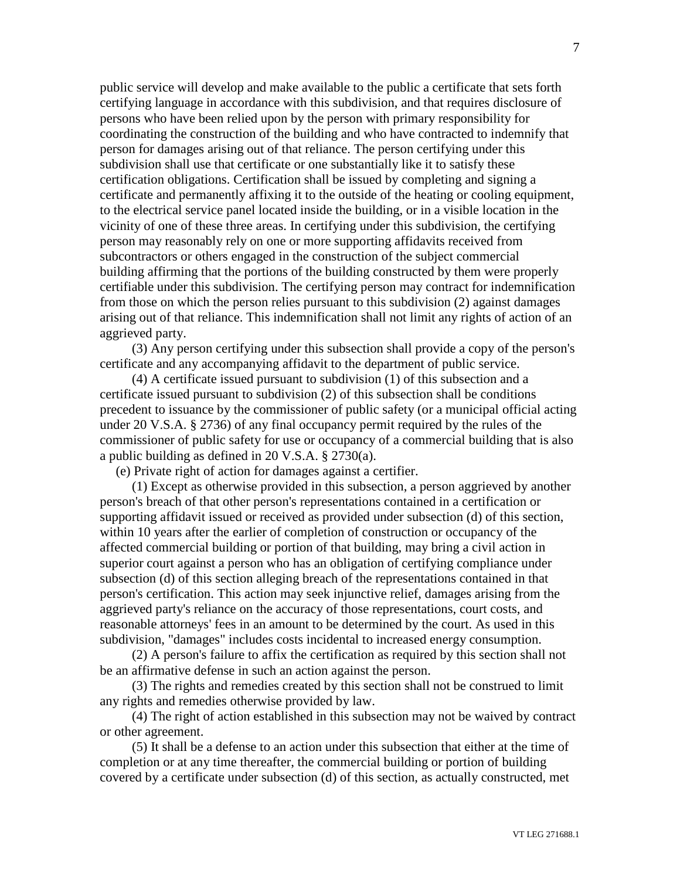public service will develop and make available to the public a certificate that sets forth certifying language in accordance with this subdivision, and that requires disclosure of persons who have been relied upon by the person with primary responsibility for coordinating the construction of the building and who have contracted to indemnify that person for damages arising out of that reliance. The person certifying under this subdivision shall use that certificate or one substantially like it to satisfy these certification obligations. Certification shall be issued by completing and signing a certificate and permanently affixing it to the outside of the heating or cooling equipment, to the electrical service panel located inside the building, or in a visible location in the vicinity of one of these three areas. In certifying under this subdivision, the certifying person may reasonably rely on one or more supporting affidavits received from subcontractors or others engaged in the construction of the subject commercial building affirming that the portions of the building constructed by them were properly certifiable under this subdivision. The certifying person may contract for indemnification from those on which the person relies pursuant to this subdivision (2) against damages arising out of that reliance. This indemnification shall not limit any rights of action of an aggrieved party.

(3) Any person certifying under this subsection shall provide a copy of the person's certificate and any accompanying affidavit to the department of public service.

(4) A certificate issued pursuant to subdivision (1) of this subsection and a certificate issued pursuant to subdivision (2) of this subsection shall be conditions precedent to issuance by the commissioner of public safety (or a municipal official acting under 20 V.S.A. § 2736) of any final occupancy permit required by the rules of the commissioner of public safety for use or occupancy of a commercial building that is also a public building as defined in 20 V.S.A. § 2730(a).

(e) Private right of action for damages against a certifier.

(1) Except as otherwise provided in this subsection, a person aggrieved by another person's breach of that other person's representations contained in a certification or supporting affidavit issued or received as provided under subsection (d) of this section, within 10 years after the earlier of completion of construction or occupancy of the affected commercial building or portion of that building, may bring a civil action in superior court against a person who has an obligation of certifying compliance under subsection (d) of this section alleging breach of the representations contained in that person's certification. This action may seek injunctive relief, damages arising from the aggrieved party's reliance on the accuracy of those representations, court costs, and reasonable attorneys' fees in an amount to be determined by the court. As used in this subdivision, "damages" includes costs incidental to increased energy consumption.

(2) A person's failure to affix the certification as required by this section shall not be an affirmative defense in such an action against the person.

(3) The rights and remedies created by this section shall not be construed to limit any rights and remedies otherwise provided by law.

(4) The right of action established in this subsection may not be waived by contract or other agreement.

(5) It shall be a defense to an action under this subsection that either at the time of completion or at any time thereafter, the commercial building or portion of building covered by a certificate under subsection (d) of this section, as actually constructed, met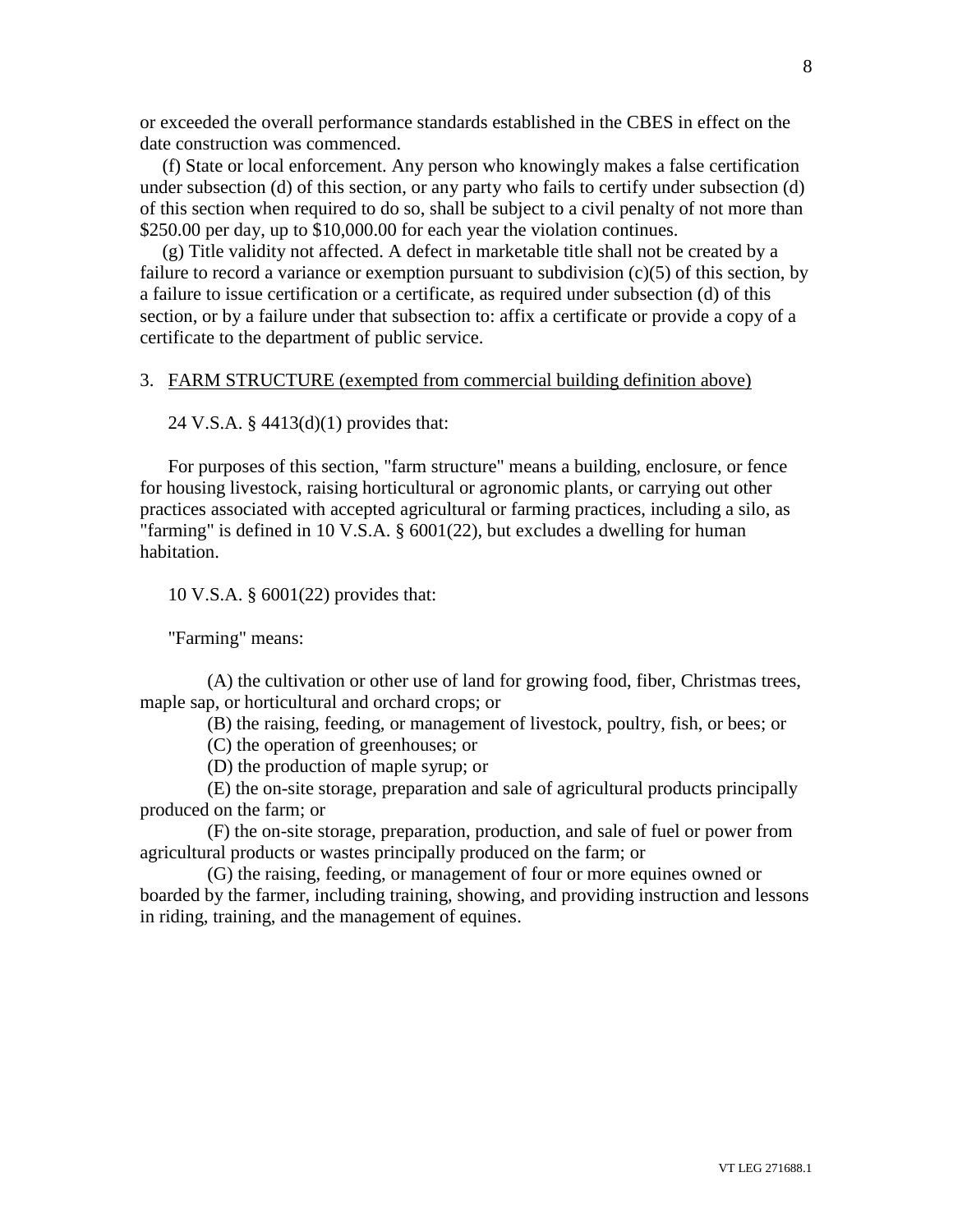or exceeded the overall performance standards established in the CBES in effect on the date construction was commenced.

(f) State or local enforcement. Any person who knowingly makes a false certification under subsection (d) of this section, or any party who fails to certify under subsection (d) of this section when required to do so, shall be subject to a civil penalty of not more than $250.00 per day, up to $10,000.00 for each year the violation continues.

(g) Title validity not affected. A defect in marketable title shall not be created by a failure to record a variance or exemption pursuant to subdivision (c)(5) of this section, by a failure to issue certification or a certificate, as required under subsection (d) of this section, or by a failure under that subsection to: affix a certificate or provide a copy of a certificate to the department of public service.

3. FARM STRUCTURE (exempted from commercial building definition above)

24 V.S.A. § 4413(d)(1) provides that:

For purposes of this section, "farm structure" means a building, enclosure, or fence for housing livestock, raising horticultural or agronomic plants, or carrying out other practices associated with accepted agricultural or farming practices, including a silo, as "farming" is defined in 10 V.S.A. § 6001(22), but excludes a dwelling for human habitation.

10 V.S.A. § 6001(22) provides that:

"Farming" means:

(A) the cultivation or other use of land for growing food, fiber, Christmas trees, maple sap, or horticultural and orchard crops; or

(B) the raising, feeding, or management of livestock, poultry, fish, or bees; or

(C) the operation of greenhouses; or

(D) the production of maple syrup; or

(E) the on-site storage, preparation and sale of agricultural products principally produced on the farm; or

(F) the on-site storage, preparation, production, and sale of fuel or power from agricultural products or wastes principally produced on the farm; or

(G) the raising, feeding, or management of four or more equines owned or boarded by the farmer, including training, showing, and providing instruction and lessons in riding, training, and the management of equines.

VT LEG 271688.1